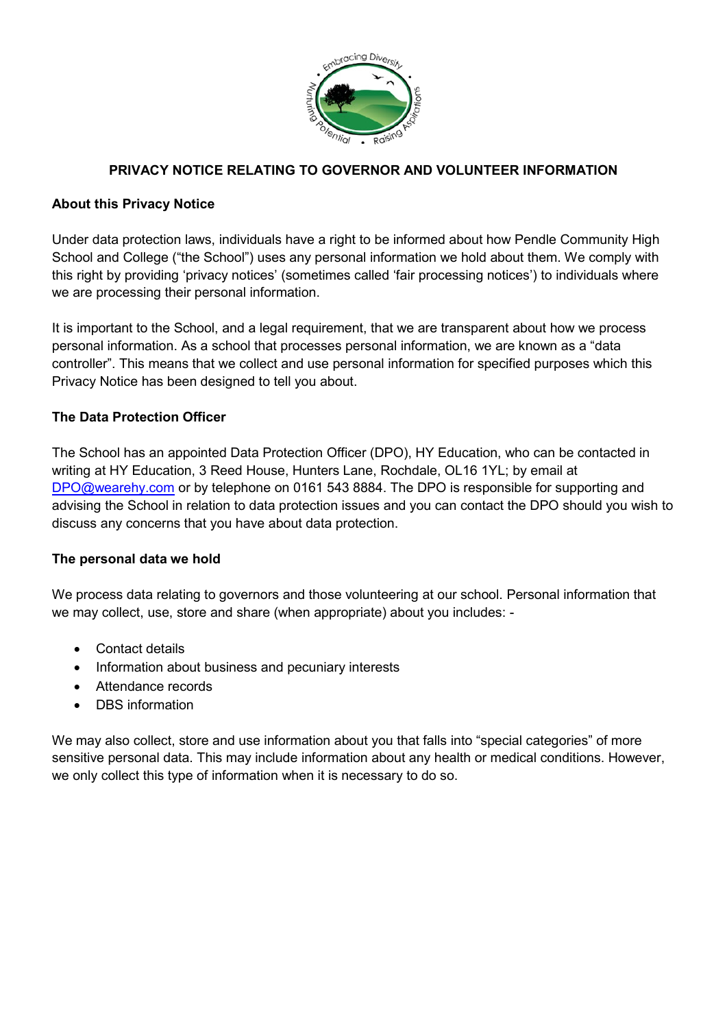# PRIVACY NOTICE RELATING TO GOVERNOR AND VOLUNTEER INFORMATION

## About this Privacy Notice

Under data protection laws, individuals have a right to be informed about how Pendle Community High School and College ("the School") uses any personal information we hold about them. We comply with this right by providing 'privacy notices' (sometimes called 'fair processing notices') to individuals where we are processing their personal information.

It is important to the School, and a legal requirement, that we are transparent about how we process personal information. As a school that processes personal information, we are known as a "data controller". This means that we collect and use personal information for specified purposes which this Privacy Notice has been designed to tell you about.

## The Data Protection Officer

The School has an appointed Data Protection Officer (DPO), HY Education, who can be contacted in writing at HY Education, 3 Reed House, Hunters Lane, Rochdale, OL16 1YL; by email at DPO@wearehy.com or by telephone on 0161 543 8884. The DPO is responsible for supporting and advising the School in relation to data protection issues and you can contact the DPO should you wish to discuss any concerns that you have about data protection.

## The personal data we hold

We process data relating to governors and those volunteering at our school. Personal information that we may collect, use, store and share (when appropriate) about you includes: -

- Contact details
- Information about business and pecuniary interests
- Attendance records
- DBS information

We may also collect, store and use information about you that falls into "special categories" of more sensitive personal data. This may include information about any health or medical conditions. However, we only collect this type of information when it is necessary to do so.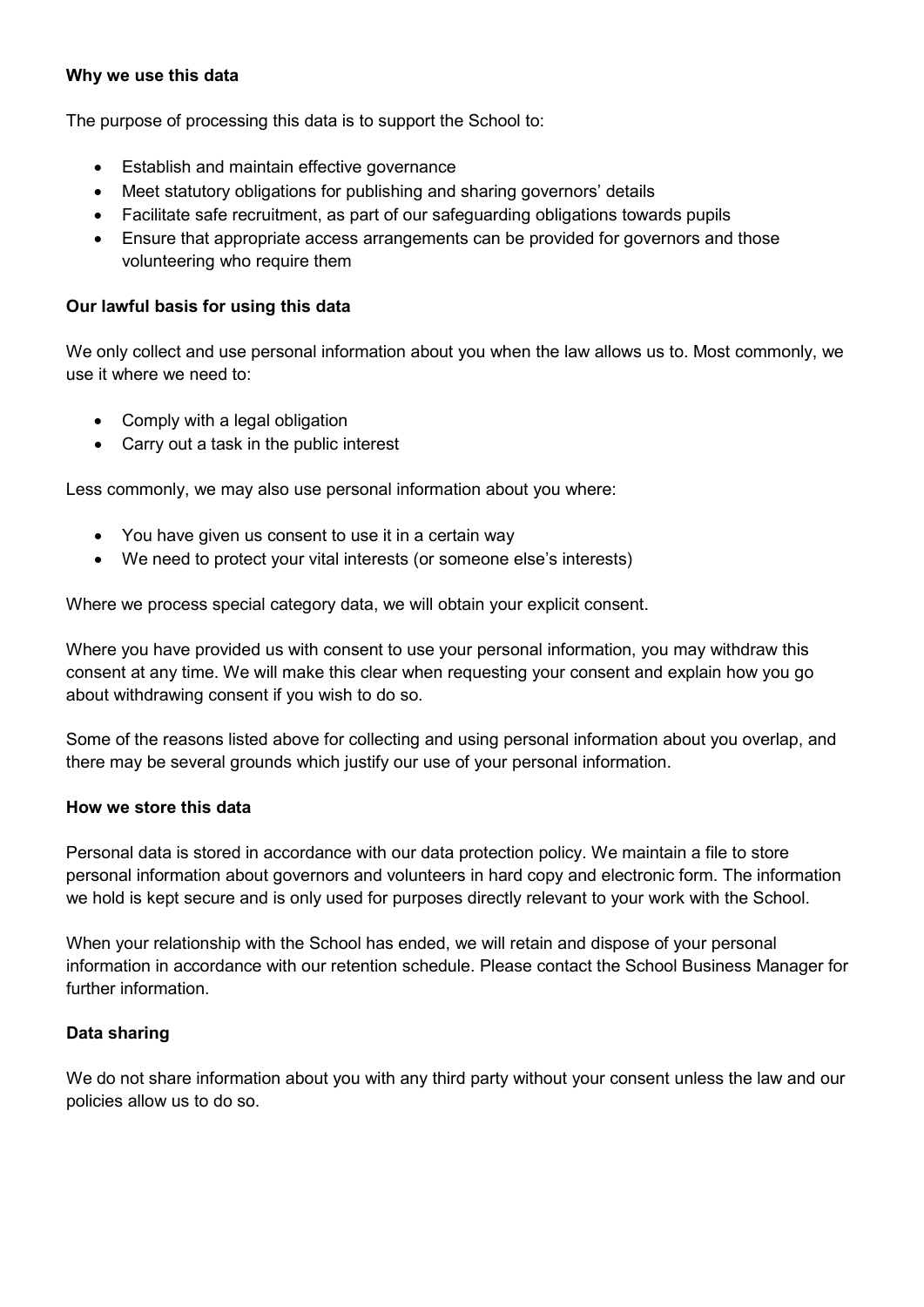**Why we use this data**

The purpose of processing this data is to support the School to:

- Establish and maintain effective governance
- Meet statutory obligations for publishing and sharing governors' details
- Facilitate safe recruitment, as part of our safeguarding obligations towards pupils
- Ensure that appropriate access arrangements can be provided for governors and those volunteering who require them

**Our lawful basis for using this data**

We only collect and use personal information about you when the law allows us to. Most commonly, we use it where we need to:

- Comply with a legal obligation
- Carry out a task in the public interest

Less commonly, we may also use personal information about you where:

- You have given us consent to use it in a certain way
- We need to protect your vital interests (or someone else's interests)

Where we process special category data, we will obtain your explicit consent.

Where you have provided us with consent to use your personal information, you may withdraw this consent at any time. We will make this clear when requesting your consent and explain how you go about withdrawing consent if you wish to do so.

Some of the reasons listed above for collecting and using personal information about you overlap, and there may be several grounds which justify our use of your personal information.

**How we store this data**

Personal data is stored in accordance with our data protection policy. We maintain a file to store personal information about governors and volunteers in hard copy and electronic form. The information we hold is kept secure and is only used for purposes directly relevant to your work with the School.

When your relationship with the School has ended, we will retain and dispose of your personal information in accordance with our retention schedule. Please contact the School Business Manager for further information.

**Data sharing**

We do not share information about you with any third party without your consent unless the law and our policies allow us to do so.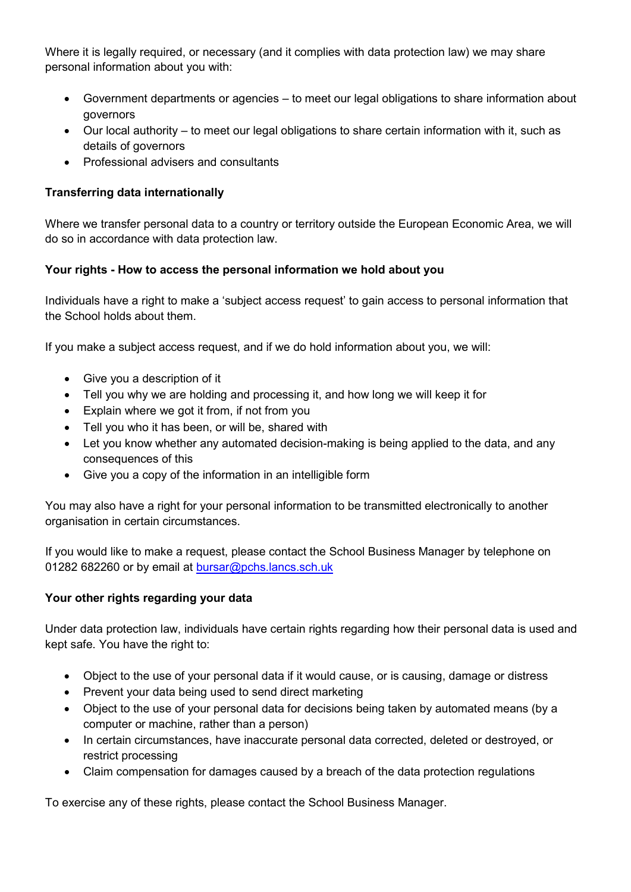Where it is legally required, or necessary (and it complies with data protection law) we may share personal information about you with:

- Government departments or agencies – to meet our legal obligations to share information about governors
- Our local authority – to meet our legal obligations to share certain information with it, such as details of governors
- Professional advisers and consultants

**Transferring data internationally**

Where we transfer personal data to a country or territory outside the European Economic Area, we will do so in accordance with data protection law.

**Your rights - How to access the personal information we hold about you**

Individuals have a right to make a 'subject access request' to gain access to personal information that the School holds about them.

If you make a subject access request, and if we do hold information about you, we will:

- Give you a description of it
- Tell you why we are holding and processing it, and how long we will keep it for
- Explain where we got it from, if not from you
- Tell you who it has been, or will be, shared with
- Let you know whether any automated decision-making is being applied to the data, and any consequences of this
- Give you a copy of the information in an intelligible form

You may also have a right for your personal information to be transmitted electronically to another organisation in certain circumstances.

If you would like to make a request, please contact the School Business Manager by telephone on 01282 682260 or by email at [bursar@pchs.lancs.sch.uk](mailto:bursar@pchs.lancs.sch.uk)

**Your other rights regarding your data**

Under data protection law, individuals have certain rights regarding how their personal data is used and kept safe. You have the right to:

- Object to the use of your personal data if it would cause, or is causing, damage or distress
- Prevent your data being used to send direct marketing
- Object to the use of your personal data for decisions being taken by automated means (by a computer or machine, rather than a person)
- In certain circumstances, have inaccurate personal data corrected, deleted or destroyed, or restrict processing
- Claim compensation for damages caused by a breach of the data protection regulations

To exercise any of these rights, please contact the School Business Manager.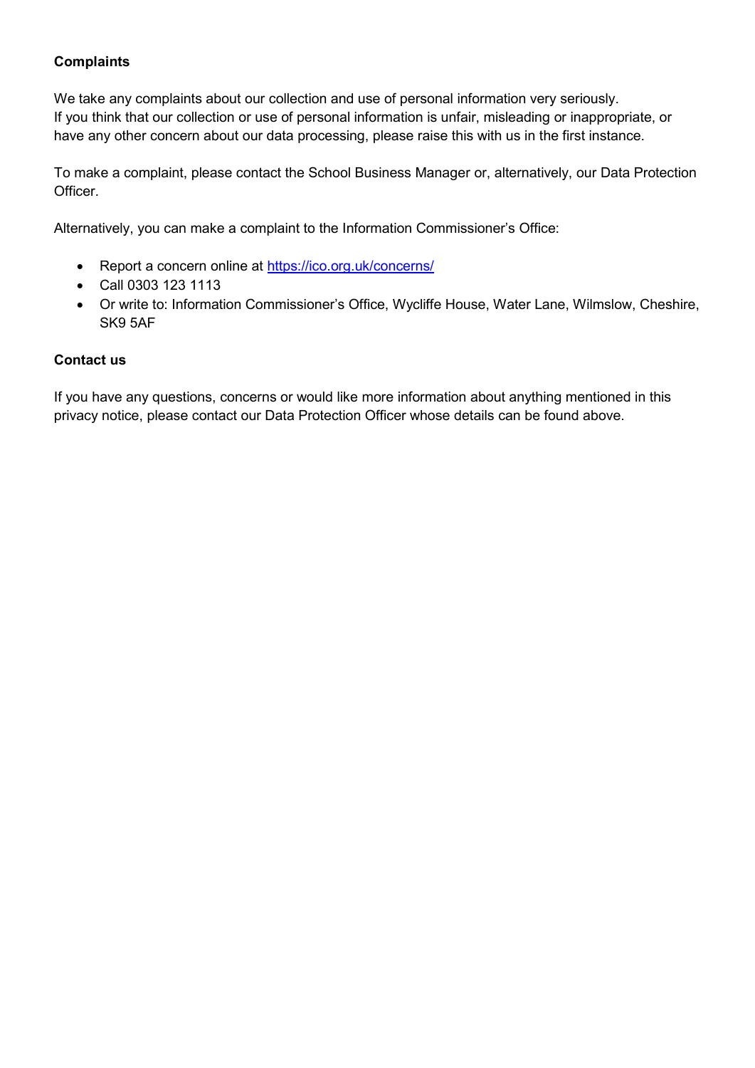**Complaints**

We take any complaints about our collection and use of personal information very seriously.
If you think that our collection or use of personal information is unfair, misleading or inappropriate, or have any other concern about our data processing, please raise this with us in the first instance.

To make a complaint, please contact the School Business Manager or, alternatively, our Data Protection Officer.

Alternatively, you can make a complaint to the Information Commissioner's Office:

- Report a concern online at https://ico.org.uk/concerns/
- Call 0303 123 1113
- Or write to: Information Commissioner's Office, Wycliffe House, Water Lane, Wilmslow, Cheshire, SK9 5AF

**Contact us**

If you have any questions, concerns or would like more information about anything mentioned in this privacy notice, please contact our Data Protection Officer whose details can be found above.